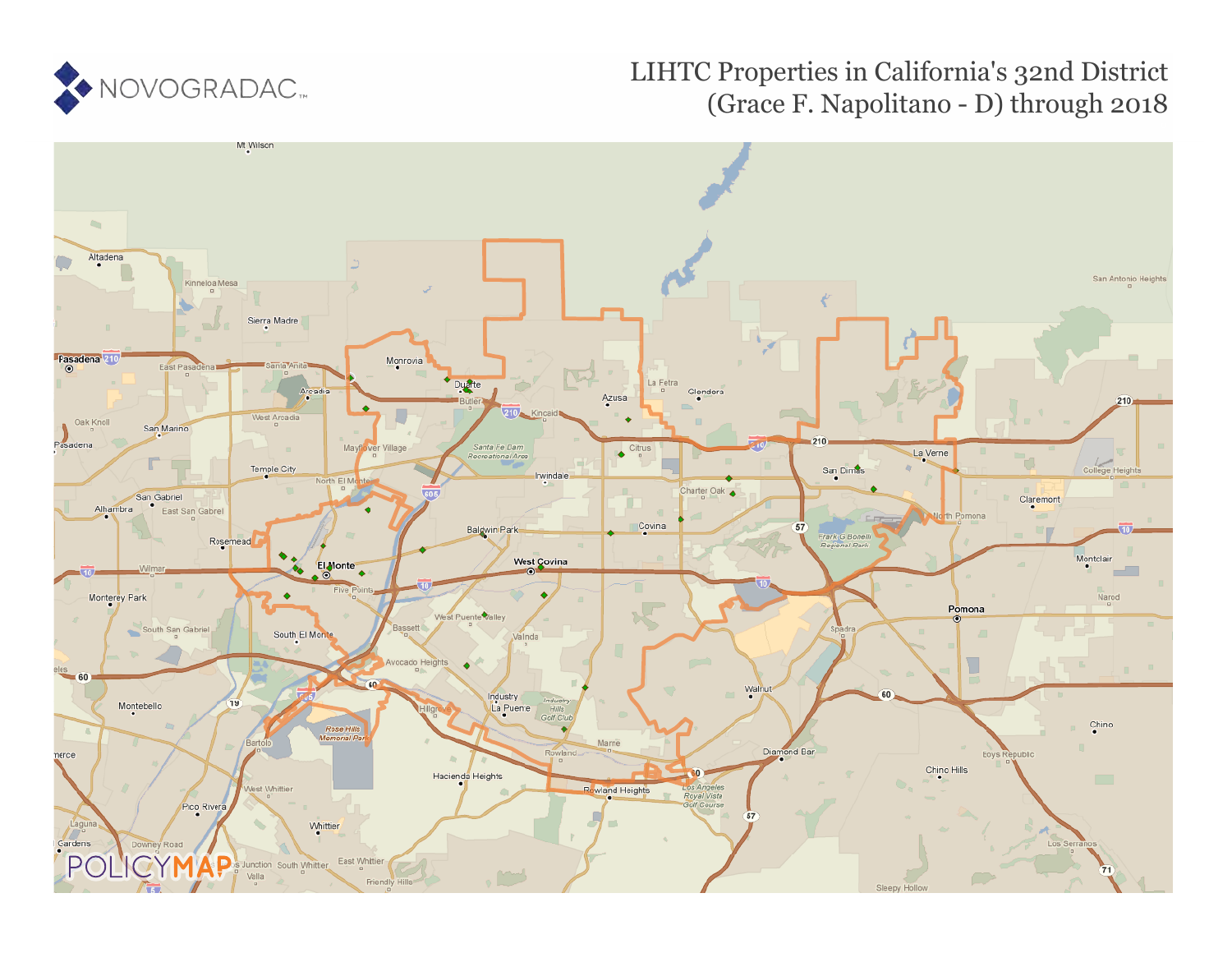NOVOGRADAC

# LIHTC Properties in California's 32nd District (Grace F. Napolitano - D) through 2018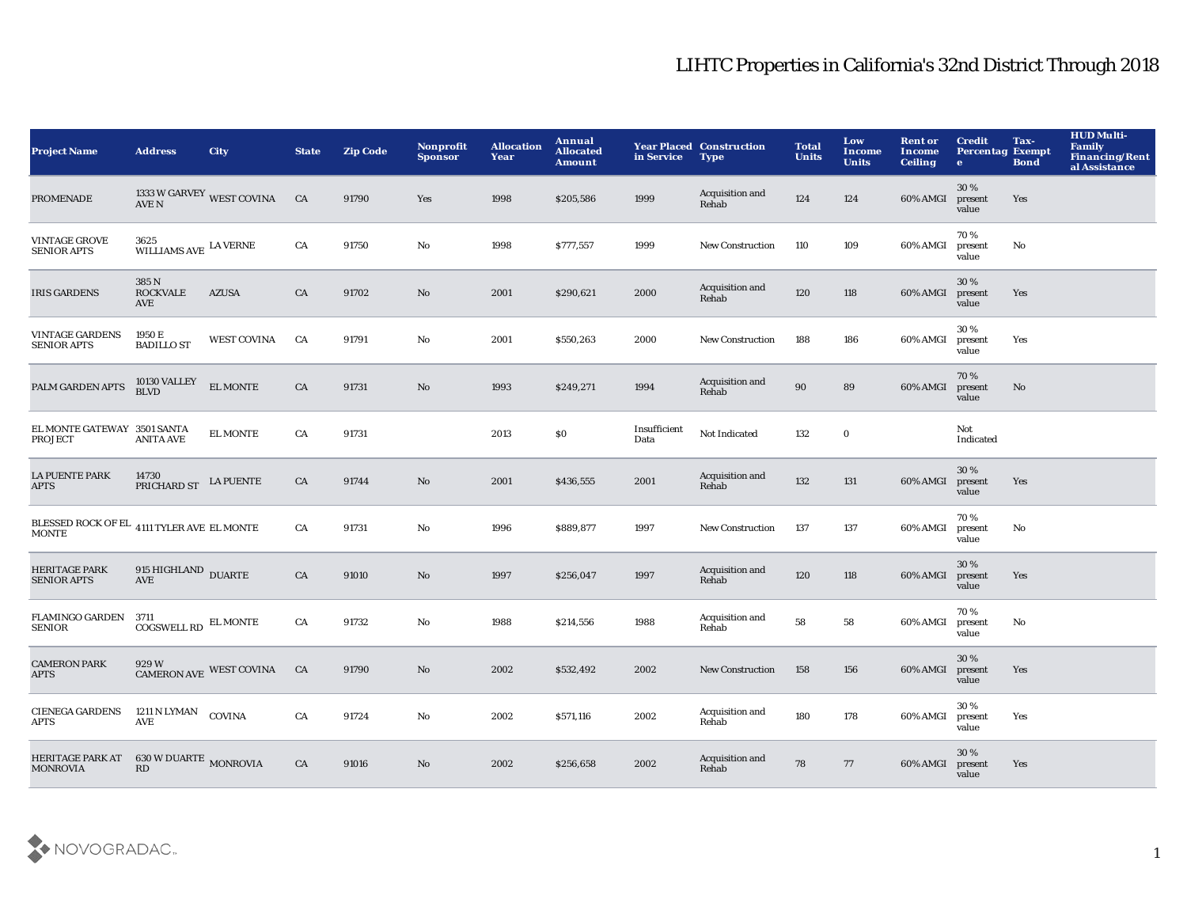# LIHTC Properties in California's 32nd District Through 2018

| Project Name | Address | City | State | Zip Code | Nonprofit Sponsor | Allocation Year | Annual Allocated Amount | Year Placed in Service | Construction Type | Total Units | Low Income Units | Rent or Income Ceiling | Credit Percentage | Tax-Exempt Bond | HUD Multi-Family Financing/Rental Assistance |
|---|---|---|---|---|---|---|---|---|---|---|---|---|---|---|---|
| PROMENADE | 1333 W GARVEY AVE N | WEST COVINA | CA | 91790 | Yes | 1998 | $205,586 | 1999 | Acquisition and Rehab | 124 | 124 | 60% AMGI | 30 % present value | Yes | |
| VINTAGE GROVE SENIOR APTS | 3625 WILLIAMS AVE | LA VERNE | CA | 91750 | No | 1998 | $777,557 | 1999 | New Construction | 110 | 109 | 60% AMGI | 70 % present value | No | |
| IRIS GARDENS | 385 N ROCKVALE AVE | AZUSA | CA | 91702 | No | 2001 | $290,621 | 2000 | Acquisition and Rehab | 120 | 118 | 60% AMGI | 30 % present value | Yes | |
| VINTAGE GARDENS SENIOR APTS | 1950 E BADILLO ST | WEST COVINA | CA | 91791 | No | 2001 | $550,263 | 2000 | New Construction | 188 | 186 | 60% AMGI | 30 % present value | Yes | |
| PALM GARDEN APTS | 10130 VALLEY BLVD | EL MONTE | CA | 91731 | No | 1993 | $249,271 | 1994 | Acquisition and Rehab | 90 | 89 | 60% AMGI | 70 % present value | No | |
| EL MONTE GATEWAY PROJECT | 3501 SANTA ANITA AVE | EL MONTE | CA | 91731 | | 2013 | $0 | Insufficient Data | Not Indicated | 132 | 0 | | Not Indicated | | |
| LA PUENTE PARK APTS | 14730 PRICHARD ST | LA PUENTE | CA | 91744 | No | 2001 | $436,555 | 2001 | Acquisition and Rehab | 132 | 131 | 60% AMGI | 30 % present value | Yes | |
| BLESSED ROCK OF EL MONTE | 4111 TYLER AVE | EL MONTE | CA | 91731 | No | 1996 | $889,877 | 1997 | New Construction | 137 | 137 | 60% AMGI | 70 % present value | No | |
| HERITAGE PARK SENIOR APTS | 915 HIGHLAND AVE | DUARTE | CA | 91010 | No | 1997 | $256,047 | 1997 | Acquisition and Rehab | 120 | 118 | 60% AMGI | 30 % present value | Yes | |
| FLAMINGO GARDEN SENIOR | 3711 COGSWELL RD | EL MONTE | CA | 91732 | No | 1988 | $214,556 | 1988 | Acquisition and Rehab | 58 | 58 | 60% AMGI | 70 % present value | No | |
| CAMERON PARK APTS | 929 W CAMERON AVE | WEST COVINA | CA | 91790 | No | 2002 | $532,492 | 2002 | New Construction | 158 | 156 | 60% AMGI | 30 % present value | Yes | |
| CIENEGA GARDENS APTS | 1211 N LYMAN AVE | COVINA | CA | 91724 | No | 2002 | $571,116 | 2002 | Acquisition and Rehab | 180 | 178 | 60% AMGI | 30 % present value | Yes | |
| HERITAGE PARK AT MONROVIA | 630 W DUARTE RD | MONROVIA | CA | 91016 | No | 2002 | $256,658 | 2002 | Acquisition and Rehab | 78 | 77 | 60% AMGI | 30 % present value | Yes | |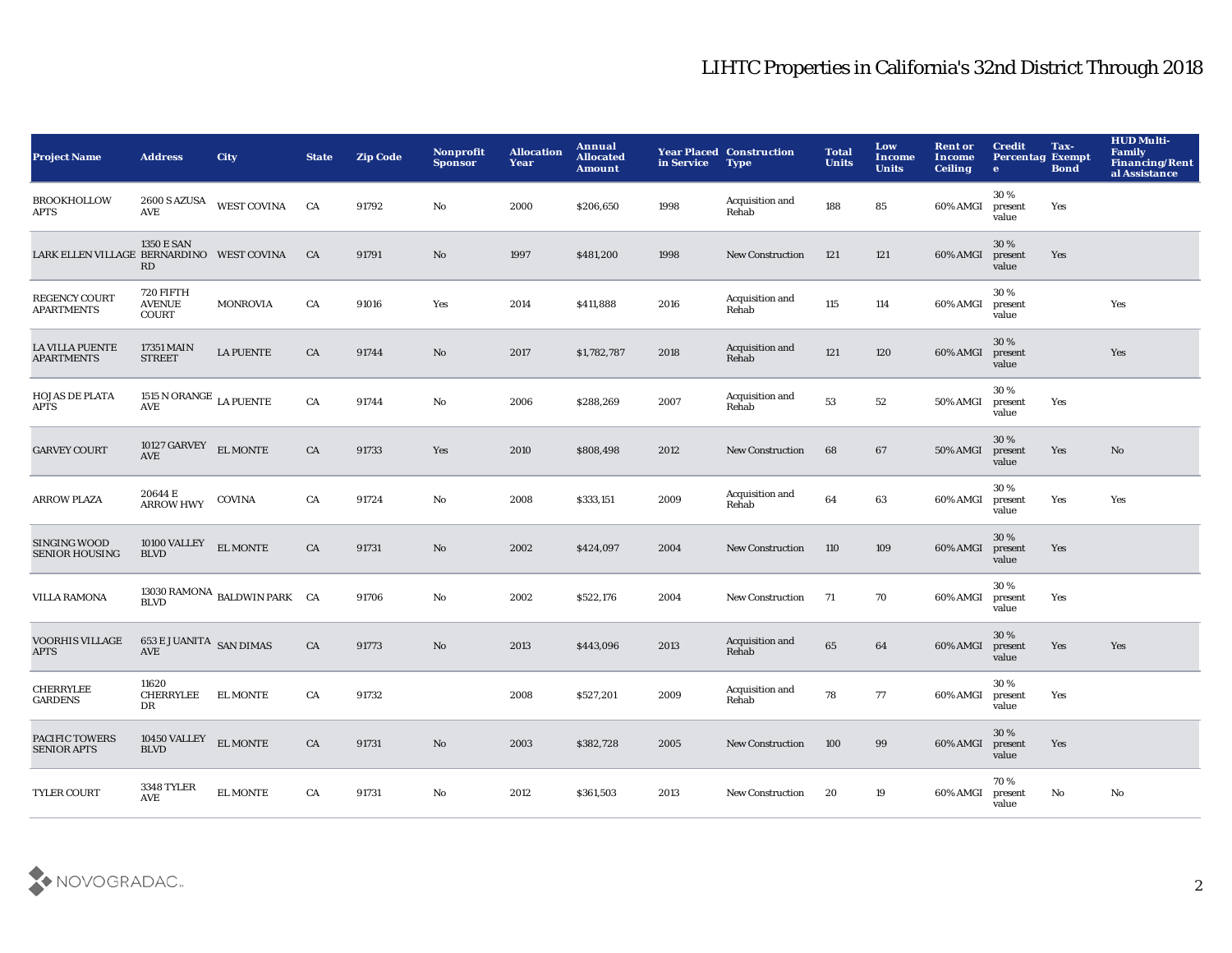# LIHTC Properties in California's 32nd District Through 2018

| Project Name | Address | City | State | Zip Code | Nonprofit Sponsor | Allocation Year | Annual Allocated Amount | Year Placed in Service | Construction Type | Total Units | Low Income Units | Rent or Income Ceiling | Credit Percentage | Tax-Exempt Bond | HUD Multi-Family Financing/Rental Assistance |
|---|---|---|---|---|---|---|---|---|---|---|---|---|---|---|---|
| BROOKHOLLOW APTS | 2600 S AZUSA AVE | WEST COVINA | CA | 91792 | No | 2000 | $206,650 | 1998 | Acquisition and Rehab | 188 | 85 | 60% AMGI | 30 % present value | Yes | |
| LARK ELLEN VILLAGE | 1350 E SAN BERNARDINO RD | WEST COVINA | CA | 91791 | No | 1997 | $481,200 | 1998 | New Construction | 121 | 121 | 60% AMGI | 30 % present value | Yes | |
| REGENCY COURT APARTMENTS | 720 FIFTH AVENUE COURT | MONROVIA | CA | 91016 | Yes | 2014 | $411,888 | 2016 | Acquisition and Rehab | 115 | 114 | 60% AMGI | 30 % present value | | Yes |
| LA VILLA PUENTE APARTMENTS | 17351 MAIN STREET | LA PUENTE | CA | 91744 | No | 2017 | $1,782,787 | 2018 | Acquisition and Rehab | 121 | 120 | 60% AMGI | 30 % present value | | Yes |
| HOJAS DE PLATA APTS | 1515 N ORANGE AVE | LA PUENTE | CA | 91744 | No | 2006 | $288,269 | 2007 | Acquisition and Rehab | 53 | 52 | 50% AMGI | 30 % present value | Yes | |
| GARVEY COURT | 10127 GARVEY AVE | EL MONTE | CA | 91733 | Yes | 2010 | $808,498 | 2012 | New Construction | 68 | 67 | 50% AMGI | 30 % present value | Yes | No |
| ARROW PLAZA | 20644 E ARROW HWY | COVINA | CA | 91724 | No | 2008 | $333,151 | 2009 | Acquisition and Rehab | 64 | 63 | 60% AMGI | 30 % present value | Yes | Yes |
| SINGING WOOD SENIOR HOUSING | 10100 VALLEY BLVD | EL MONTE | CA | 91731 | No | 2002 | $424,097 | 2004 | New Construction | 110 | 109 | 60% AMGI | 30 % present value | Yes | |
| VILLA RAMONA | 13030 RAMONA BLVD | BALDWIN PARK | CA | 91706 | No | 2002 | $522,176 | 2004 | New Construction | 71 | 70 | 60% AMGI | 30 % present value | Yes | |
| VOORHIS VILLAGE APTS | 653 E JUANITA AVE | SAN DIMAS | CA | 91773 | No | 2013 | $443,096 | 2013 | Acquisition and Rehab | 65 | 64 | 60% AMGI | 30 % present value | Yes | Yes |
| CHERRYLEE GARDENS | 11620 CHERRYLEE DR | EL MONTE | CA | 91732 | | 2008 | $527,201 | 2009 | Acquisition and Rehab | 78 | 77 | 60% AMGI | 30 % present value | Yes | |
| PACIFIC TOWERS SENIOR APTS | 10450 VALLEY BLVD | EL MONTE | CA | 91731 | No | 2003 | $382,728 | 2005 | New Construction | 100 | 99 | 60% AMGI | 30 % present value | Yes | |
| TYLER COURT | 3348 TYLER AVE | EL MONTE | CA | 91731 | No | 2012 | $361,503 | 2013 | New Construction | 20 | 19 | 60% AMGI | 70 % present value | No | No |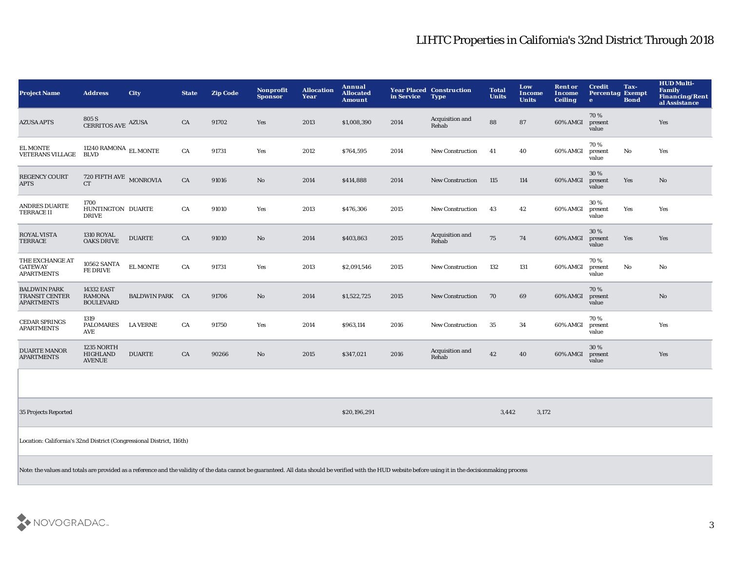# LIHTC Properties in California's 32nd District Through 2018

| Project Name | Address | City | State | Zip Code | Nonprofit Sponsor | Allocation Year | Annual Allocated Amount | Year Placed in Service | Construction Type | Total Units | Low Income Units | Rent or Income Ceiling | Credit Percentage | Tax-Exempt Bond | HUD Multi-Family Financing/Rental Assistance |
|---|---|---|---|---|---|---|---|---|---|---|---|---|---|---|---|
| AZUSA APTS | 805 S CERRITOS AVE | AZUSA | CA | 91702 | Yes | 2013 | $1,008,390 | 2014 | Acquisition and Rehab | 88 | 87 | 60% AMGI | 70 % present value | | Yes |
| EL MONTE VETERANS VILLAGE | 11240 RAMONA BLVD | EL MONTE | CA | 91731 | Yes | 2012 | $764,595 | 2014 | New Construction | 41 | 40 | 60% AMGI | 70 % present value | No | Yes |
| REGENCY COURT APTS | 720 FIFTH AVE CT | MONROVIA | CA | 91016 | No | 2014 | $414,888 | 2014 | New Construction | 115 | 114 | 60% AMGI | 30 % present value | Yes | No |
| ANDRES DUARTE TERRACE II | 1700 HUNTINGTON DRIVE | DUARTE | CA | 91010 | Yes | 2013 | $476,306 | 2015 | New Construction | 43 | 42 | 60% AMGI | 30 % present value | Yes | Yes |
| ROYAL VISTA TERRACE | 1310 ROYAL OAKS DRIVE | DUARTE | CA | 91010 | No | 2014 | $403,863 | 2015 | Acquisition and Rehab | 75 | 74 | 60% AMGI | 30 % present value | Yes | Yes |
| THE EXCHANGE AT GATEWAY APARTMENTS | 10562 SANTA FE DRIVE | EL MONTE | CA | 91731 | Yes | 2013 | $2,091,546 | 2015 | New Construction | 132 | 131 | 60% AMGI | 70 % present value | No | No |
| BALDWIN PARK TRANSIT CENTER APARTMENTS | 14332 EAST RAMONA BOULEVARD | BALDWIN PARK | CA | 91706 | No | 2014 | $1,522,725 | 2015 | New Construction | 70 | 69 | 60% AMGI | 70 % present value | | No |
| CEDAR SPRINGS APARTMENTS | 1319 PALOMARES AVE | LA VERNE | CA | 91750 | Yes | 2014 | $963,114 | 2016 | New Construction | 35 | 34 | 60% AMGI | 70 % present value | | Yes |
| DUARTE MANOR APARTMENTS | 1235 NORTH HIGHLAND AVENUE | DUARTE | CA | 90266 | No | 2015 | $347,021 | 2016 | Acquisition and Rehab | 42 | 40 | 60% AMGI | 30 % present value | | Yes |
| | | | | | | | | | | | | | | | |
| 35 Projects Reported | | | | | | | $20,196,291 | | | 3,442 | 3,172 | | | | |

Location: California's 32nd District (Congressional District, 116th)

Note: the values and totals are provided as a reference and the validity of the data cannot be guaranteed. All data should be verified with the HUD website before using it in the decisionmaking process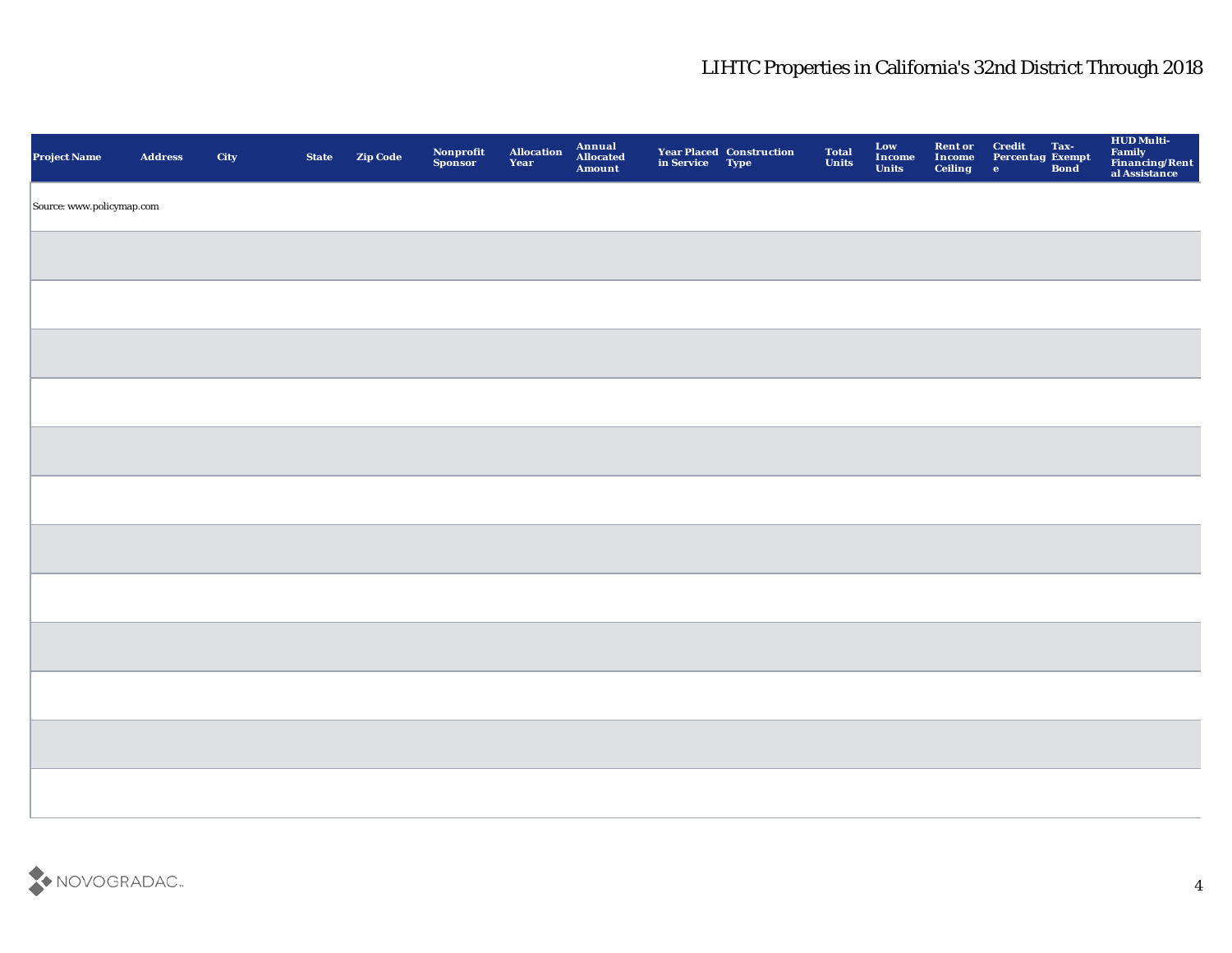# LIHTC Properties in California's 32nd District Through 2018

| Project Name | Address | City | State | Zip Code | Nonprofit Sponsor | Allocation Year | Annual Allocated Amount | Year Placed in Service | Construction Type | Total Units | Low Income Units | Rent or Income Ceiling | Credit Percentage | Tax-Exempt Bond | HUD Multi-Family Financing/Rental Assistance |
|---|---|---|---|---|---|---|---|---|---|---|---|---|---|---|---|

Source: www.policymap.com